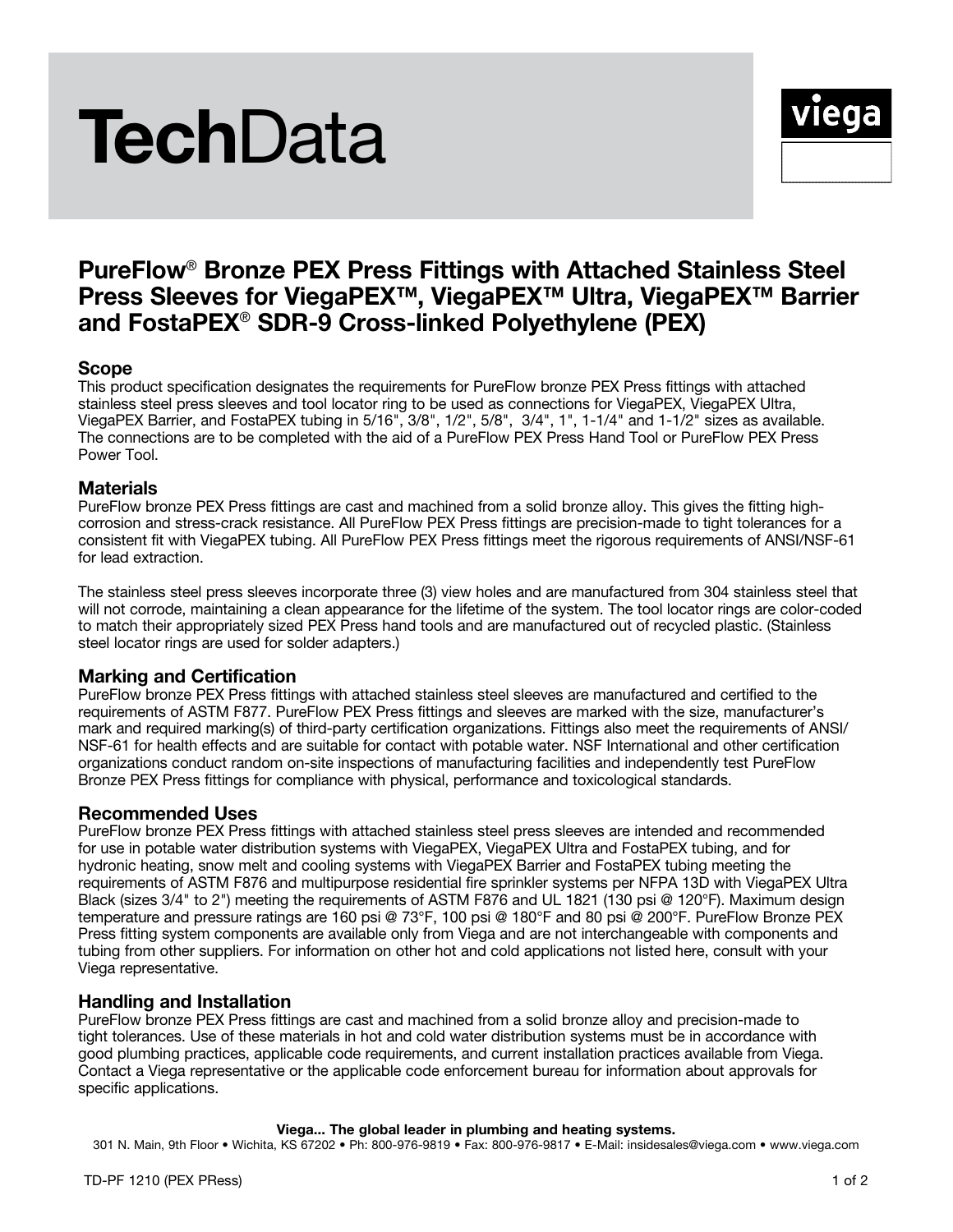# TechData

viega

## PureFlow® Bronze PEX Press Fittings with Attached Stainless Steel Press Sleeves for ViegaPEX™, ViegaPEX™ Ultra, ViegaPEX™ Barrier and FostaPEX® SDR-9 Cross-linked Polyethylene (PEX)

### Scope

This product specification designates the requirements for PureFlow bronze PEX Press fittings with attached stainless steel press sleeves and tool locator ring to be used as connections for ViegaPEX, ViegaPEX Ultra, ViegaPEX Barrier, and FostaPEX tubing in 5/16", 3/8", 1/2", 5/8", 3/4", 1", 1-1/4" and 1-1/2" sizes as available. The connections are to be completed with the aid of a PureFlow PEX Press Hand Tool or PureFlow PEX Press Power Tool.

### Materials

PureFlow bronze PEX Press fittings are cast and machined from a solid bronze alloy. This gives the fitting high-corrosion and stress-crack resistance. All PureFlow PEX Press fittings are precision-made to tight tolerances for a consistent fit with ViegaPEX tubing. All PureFlow PEX Press fittings meet the rigorous requirements of ANSI/NSF-61 for lead extraction.

The stainless steel press sleeves incorporate three (3) view holes and are manufactured from 304 stainless steel that will not corrode, maintaining a clean appearance for the lifetime of the system. The tool locator rings are color-coded to match their appropriately sized PEX Press hand tools and are manufactured out of recycled plastic. (Stainless steel locator rings are used for solder adapters.)

### Marking and Certification

PureFlow bronze PEX Press fittings with attached stainless steel sleeves are manufactured and certified to the requirements of ASTM F877. PureFlow PEX Press fittings and sleeves are marked with the size, manufacturer's mark and required marking(s) of third-party certification organizations. Fittings also meet the requirements of ANSI/NSF-61 for health effects and are suitable for contact with potable water. NSF International and other certification organizations conduct random on-site inspections of manufacturing facilities and independently test PureFlow Bronze PEX Press fittings for compliance with physical, performance and toxicological standards.

### Recommended Uses

PureFlow bronze PEX Press fittings with attached stainless steel press sleeves are intended and recommended for use in potable water distribution systems with ViegaPEX, ViegaPEX Ultra and FostaPEX tubing, and for hydronic heating, snow melt and cooling systems with ViegaPEX Barrier and FostaPEX tubing meeting the requirements of ASTM F876 and multipurpose residential fire sprinkler systems per NFPA 13D with ViegaPEX Ultra Black (sizes 3/4" to 2") meeting the requirements of ASTM F876 and UL 1821 (130 psi @ 120°F). Maximum design temperature and pressure ratings are 160 psi @ 73°F, 100 psi @ 180°F and 80 psi @ 200°F. PureFlow Bronze PEX Press fitting system components are available only from Viega and are not interchangeable with components and tubing from other suppliers. For information on other hot and cold applications not listed here, consult with your Viega representative.

### Handling and Installation

PureFlow bronze PEX Press fittings are cast and machined from a solid bronze alloy and precision-made to tight tolerances. Use of these materials in hot and cold water distribution systems must be in accordance with good plumbing practices, applicable code requirements, and current installation practices available from Viega. Contact a Viega representative or the applicable code enforcement bureau for information about approvals for specific applications.

**Viega... The global leader in plumbing and heating systems.**

301 N. Main, 9th Floor • Wichita, KS 67202 • Ph: 800-976-9819 • Fax: 800-976-9817 • E-Mail: insidesales@viega.com • www.viega.com

TD-PF 1210 (PEX PRess)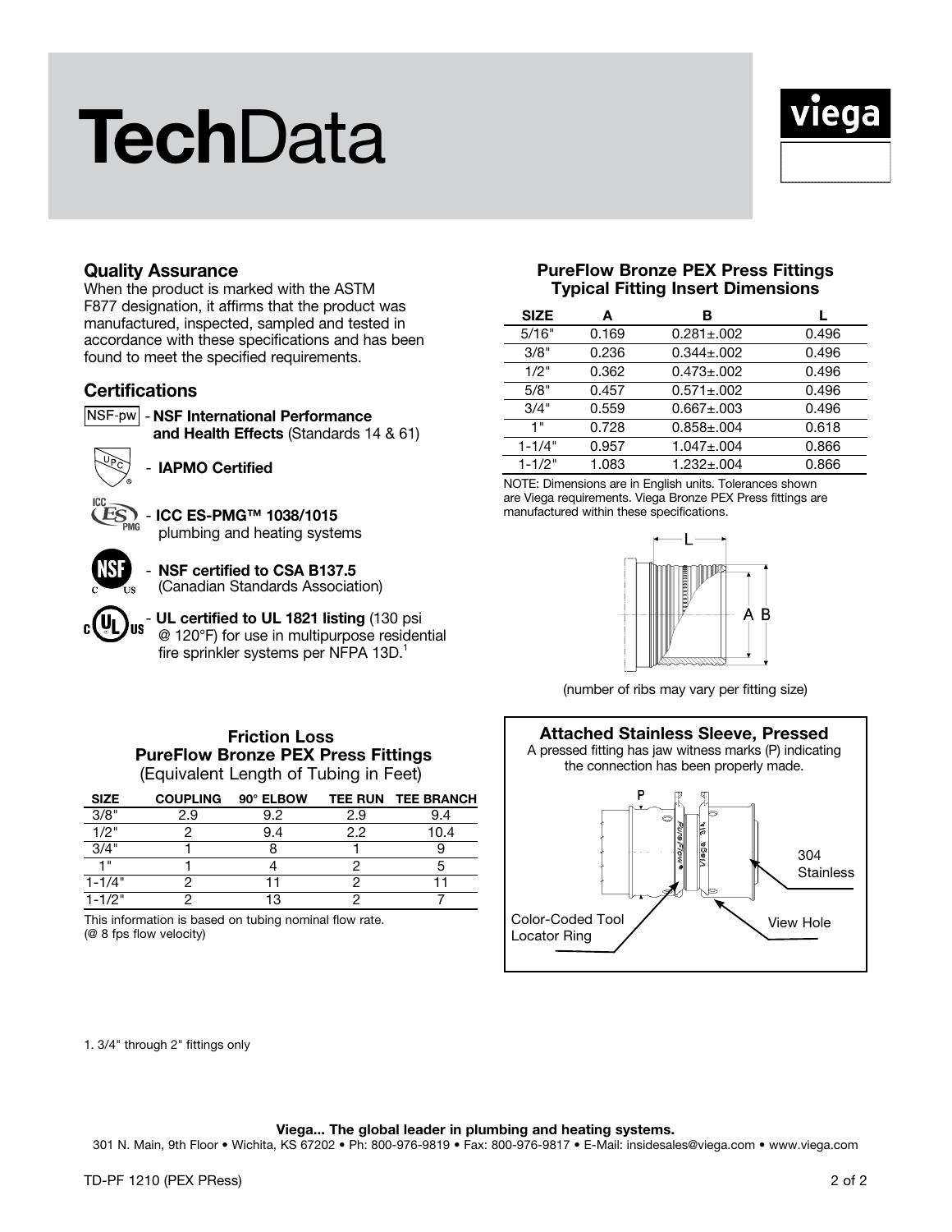# TechData

## Quality Assurance

When the product is marked with the ASTM F877 designation, it affirms that the product was manufactured, inspected, sampled and tested in accordance with these specifications and has been found to meet the specified requirements.

## Certifications

- NSF-pw - **NSF International Performance and Health Effects** (Standards 14 & 61)
- **IAPMO Certified**
- **ICC ES-PMG™ 1038/1015** plumbing and heating systems
- **NSF certified to CSA B137.5** (Canadian Standards Association)
- **UL certified to UL 1821 listing** (130 psi @ 120°F) for use in multipurpose residential fire sprinkler systems per NFPA 13D.[1]

### PureFlow Bronze PEX Press Fittings Typical Fitting Insert Dimensions

| SIZE | A | B | L |
|---|---|---|---|
| 5/16" | 0.169 | 0.281±.002 | 0.496 |
| 3/8" | 0.236 | 0.344±.002 | 0.496 |
| 1/2" | 0.362 | 0.473±.002 | 0.496 |
| 5/8" | 0.457 | 0.571±.002 | 0.496 |
| 3/4" | 0.559 | 0.667±.003 | 0.496 |
| 1" | 0.728 | 0.858±.004 | 0.618 |
| 1-1/4" | 0.957 | 1.047±.004 | 0.866 |
| 1-1/2" | 1.083 | 1.232±.004 | 0.866 |

NOTE: Dimensions are in English units. Tolerances shown are Viega requirements. Viega Bronze PEX Press fittings are manufactured within these specifications.

L

A B

(number of ribs may vary per fitting size)

### Friction Loss PureFlow Bronze PEX Press Fittings

(Equivalent Length of Tubing in Feet)

| SIZE | COUPLING | 90° ELBOW | TEE RUN | TEE BRANCH |
|---|---|---|---|---|
| 3/8" | 2.9 | 9.2 | 2.9 | 9.4 |
| 1/2" | 2 | 9.4 | 2.2 | 10.4 |
| 3/4" | 1 | 8 | 1 | 9 |
| 1" | 1 | 4 | 2 | 5 |
| 1-1/4" | 2 | 11 | 2 | 11 |
| 1-1/2" | 2 | 13 | 2 | 7 |

This information is based on tubing nominal flow rate. (@ 8 fps flow velocity)

### Attached Stainless Sleeve, Pressed

A pressed fitting has jaw witness marks (P) indicating the connection has been properly made.

P

304 Stainless

Color-Coded Tool Locator Ring

View Hole

1. 3/4" through 2" fittings only

**Viega... The global leader in plumbing and heating systems.**

301 N. Main, 9th Floor • Wichita, KS 67202 • Ph: 800-976-9819 • Fax: 800-976-9817 • E-Mail: insidesales@viega.com • www.viega.com

TD-PF 1210 (PEX PRess)